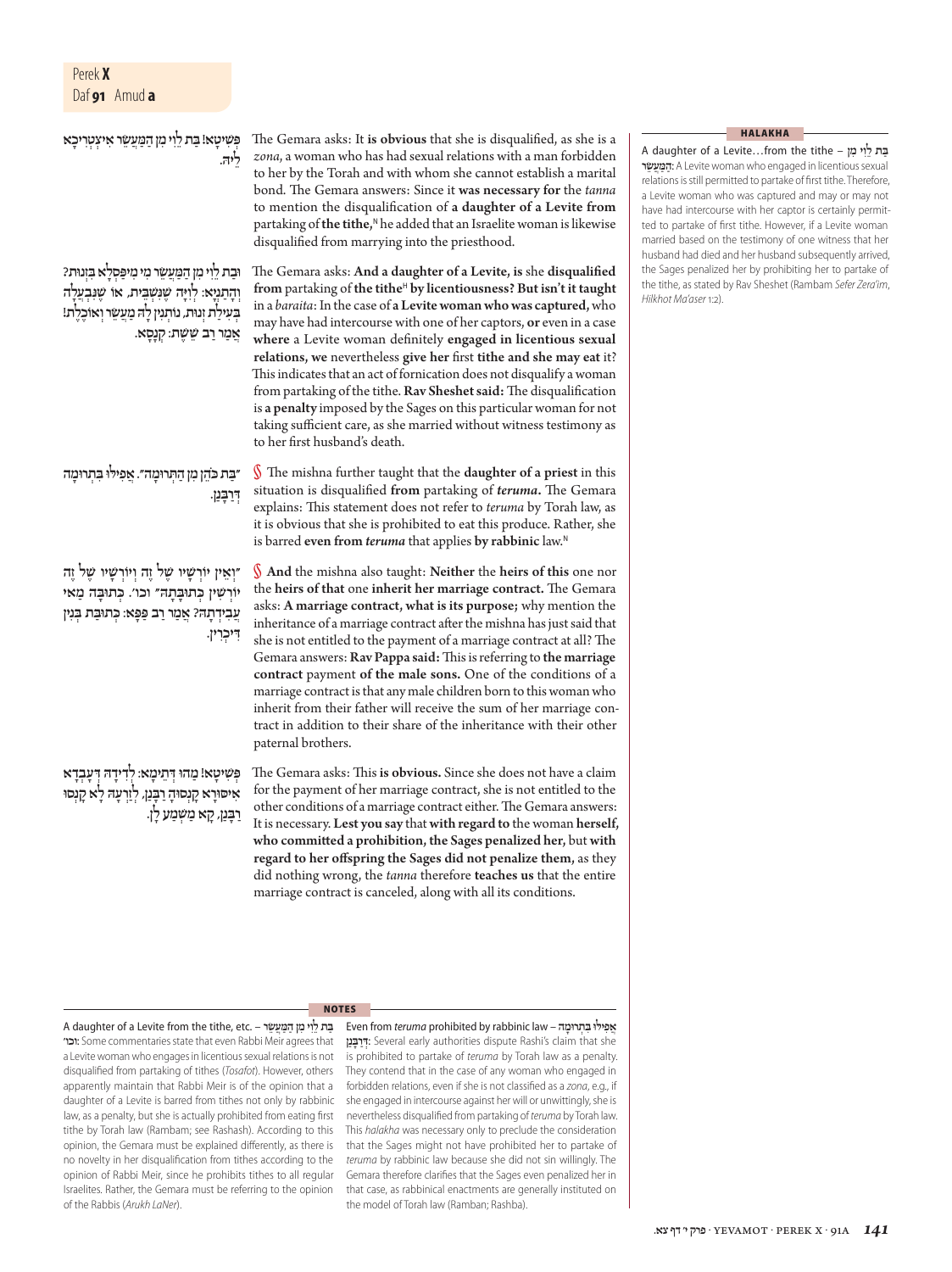**פְּשִׁיטָא! בַּת לֵוִי מִן הַמַּעֲשֵׂר אִיצְטְרִיכָא לֵיהּ.**

The Gemara asks: It **is obvious** that she is disqualified, as she is a *zona*, a woman who has had sexual relations with a man forbidden to her by the Torah and with whom she cannot establish a marital bond. The Gemara answers: Since it **was necessary for** the *tanna* to mention the disqualification of **a daughter of a Levite from** partaking of **the tithe,**[N] he added that an Israelite woman is likewise disqualified from marrying into the priesthood.

**וּבַת לֵוִי מִן הַמַּעֲשֵׂר מִי מִיפַּסְלָא בִּזְנוּת? וְהָתַנְיָא: לְוִיָּה שֶׁנִּשְׁבֵּית, אוֹ שֶׁנִּבְעֲלָה בְּעִילַת זְנוּת, נוֹתְנִין לָהּ מַעֲשֵׂר וְאוֹכֶלֶת! אָמַר רַב שֵׁשֶׁת: קְנָסָא.**

The Gemara asks: **And a daughter of a Levite, is** she **disqualified from** partaking of **the tithe**[H] **by licentiousness? But isn't it taught** in a *baraita*: In the case of **a Levite woman who was captured,** who may have had intercourse with one of her captors, **or** even in a case **where** a Levite woman definitely **engaged in licentious sexual relations, we** nevertheless **give her** first **tithe and she may eat** it? This indicates that an act of fornication does not disqualify a woman from partaking of the tithe. **Rav Sheshet said:** The disqualification is **a penalty** imposed by the Sages on this particular woman for not taking sufficient care, as she married without witness testimony as to her first husband's death.

**״בַּת כֹּהֵן מִן הַתְּרוּמָה״. אֲפִילּוּ בִּתְרוּמָה דְּרַבָּנַן.**

§ The mishna further taught that the **daughter of a priest** in this situation is disqualified **from** partaking of ***teruma*.** The Gemara explains: This statement does not refer to *teruma* by Torah law, as it is obvious that she is prohibited to eat this produce. Rather, she is barred **even from *teruma*** that applies **by rabbinic** law.[N]

**״וְאֵין יוֹרְשָׁיו שֶׁל זֶה וְיוֹרְשָׁיו שֶׁל זֶה יוֹרְשִׁין כְּתוּבָּתָהּ״ וכו׳. כְּתוּבָּה מַאי עֲבִידְתָּהּ? אָמַר רַב פָּפָּא: כְּתוּבַּת בְּנִין דִּיכְרִין.**

§ **And** the mishna also taught: **Neither** the **heirs of this** one nor the **heirs of that** one **inherit her marriage contract.** The Gemara asks: **A marriage contract, what is its purpose;** why mention the inheritance of a marriage contract after the mishna has just said that she is not entitled to the payment of a marriage contract at all? The Gemara answers: **Rav Pappa said:** This is referring to **the marriage contract** payment **of the male sons.** One of the conditions of a marriage contract is that any male children born to this woman who inherit from their father will receive the sum of her marriage contract in addition to their share of the inheritance with their other paternal brothers.

**פְּשִׁיטָא! מַהוּ דְּתֵימָא: לְדִידָהּ דַּעֲבַדָא אִיסּוּרָא קְנָסוּהָ רַבָּנַן, לְזַרְעָהּ לָא קְנַסוּ רַבָּנַן, קָא מַשְׁמַע לָן.**

The Gemara asks: This **is obvious.** Since she does not have a claim for the payment of her marriage contract, she is not entitled to the other conditions of a marriage contract either. The Gemara answers: It is necessary. **Lest you say** that **with regard to** the woman **herself, who committed a prohibition, the Sages penalized her,** but **with regard to her offspring the Sages did not penalize them,** as they did nothing wrong, the *tanna* therefore **teaches us** that the entire marriage contract is canceled, along with all its conditions.

## HALAKHA

**A daughter of a Levite…from the tithe – בַּת לֵוִי מִן הַמַּעֲשֵׂר:** A Levite woman who engaged in licentious sexual relations is still permitted to partake of first tithe. Therefore, a Levite woman who was captured and may or may not have had intercourse with her captor is certainly permitted to partake of first tithe. However, if a Levite woman married based on the testimony of one witness that her husband had died and her husband subsequently arrived, the Sages penalized her by prohibiting her to partake of the tithe, as stated by Rav Sheshet (Rambam *Sefer Zera'im*, *Hilkhot Ma'aser* 1:2).

## NOTES

**A daughter of a Levite from the tithe, etc. – בַּת לֵוִי מִן הַמַּעֲשֵׂר וכו׳:** Some commentaries state that even Rabbi Meir agrees that a Levite woman who engages in licentious sexual relations is not disqualified from partaking of tithes (*Tosafot*). However, others apparently maintain that Rabbi Meir is of the opinion that a daughter of a Levite is barred from tithes not only by rabbinic law, as a penalty, but she is actually prohibited from eating first tithe by Torah law (Rambam; see Rashash). According to this opinion, the Gemara must be explained differently, as there is no novelty in her disqualification from tithes according to the opinion of Rabbi Meir, since he prohibits tithes to all regular Israelites. Rather, the Gemara must be referring to the opinion of the Rabbis (*Arukh LaNer*).

**Even from *teruma* prohibited by rabbinic law – אֲפִילּוּ בִּתְרוּמָה דְּרַבָּנַן:** Several early authorities dispute Rashi's claim that she is prohibited to partake of *teruma* by Torah law as a penalty. They contend that in the case of any woman who engaged in forbidden relations, even if she is not classified as a *zona*, e.g., if she engaged in intercourse against her will or unwittingly, she is nevertheless disqualified from partaking of *teruma* by Torah law. This *halakha* was necessary only to preclude the consideration that the Sages might not have prohibited her to partake of *teruma* by rabbinic law because she did not sin willingly. The Gemara therefore clarifies that the Sages even penalized her in that case, as rabbinical enactments are generally instituted on the model of Torah law (Ramban; Rashba).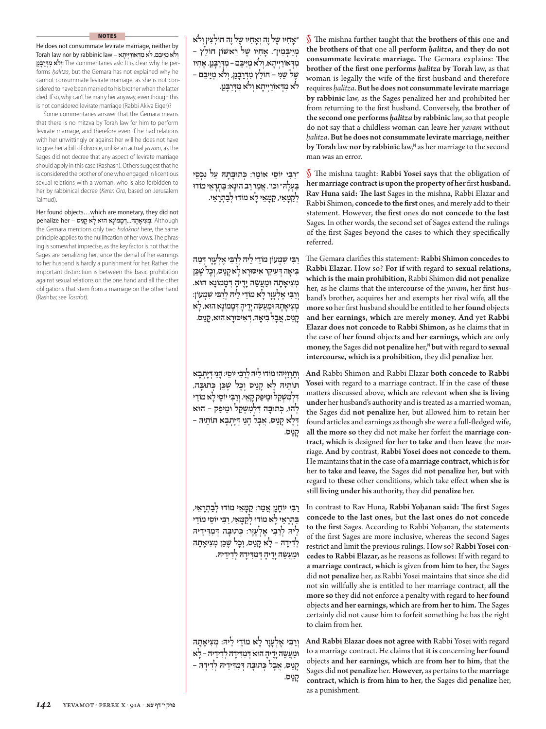## NOTES

He does not consummate levirate marriage, neither by Torah law nor by rabbinic law – **וְלֹא מְיַיבֵּם, לֹא מִדְּאוֹרַיְיתָא וְלֹא מִדְּרַבָּנַן**: The commentaries ask: It is clear why he performs *ḥalitza*, but the Gemara has not explained why he cannot consummate levirate marriage, as she is not considered to have been married to his brother when the latter died. If so, why can't he marry her anyway, even though this is not considered levirate marriage (Rabbi Akiva Eiger)?

Some commentaries answer that the Gemara means that there is no mitzva by Torah law for him to perform levirate marriage, and therefore even if he had relations with her unwittingly or against her will he does not have to give her a bill of divorce, unlike an actual *yavam*, as the Sages did not decree that any aspect of levirate marriage should apply in this case (Rashash). Others suggest that he is considered the brother of one who engaged in licentious sexual relations with a woman, who is also forbidden to her by rabbinical decree (*Keren Ora*, based on Jerusalem Talmud).

Her found objects…which are monetary, they did not penalize her – **מְצִיאָתָהּ...דְּמָמוֹנָא הוּא לָא קָנֵיס**: Although the Gemara mentions only two *halakhot* here, the same principle applies to the nullification of her vows. The phrasing is somewhat imprecise, as the key factor is not that the Sages are penalizing her, since the denial of her earnings to her husband is hardly a punishment for her. Rather, the important distinction is between the basic prohibition against sexual relations on the one hand and all the other obligations that stem from a marriage on the other hand (Rashba; see *Tosafot*).

---

״אָחִיו שֶׁל זֶה וְאָחִיו שֶׁל זֶה חוֹלְצִין וְלֹא מְיַיבְּמִין״. אָחִיו שֶׁל רִאשׁוֹן חוֹלֵץ – מִדְּאוֹרַיְיתָא, וְלֹא מְיַיבֵּם – מִדְּרַבָּנַן. אָחִיו שֶׁל שֵׁנִי – חוֹלֵץ מִדְּרַבָּנַן, וְלֹא מְיַיבֵּם – לֹא מִדְּאוֹרַיְיתָא וְלֹא מִדְּרַבָּנַן.

§ The mishna further taught that **the brothers of this** one **and the brothers of that** one all **perform *ḥalitza*, and they do not consummate levirate marriage.** The Gemara explains: **The brother of the first one performs *ḥalitza*** by **Torah** law, as that woman is legally the wife of the first husband and therefore requires *ḥalitza*. **But he does not consummate levirate marriage by rabbinic** law, as the Sages penalized her and prohibited her from returning to the first husband. Conversely, **the brother of the second one performs *ḥalitza*** by **rabbinic** law, so that people do not say that a childless woman can leave her *yavam* without *ḥalitza*. **But he does not consummate levirate marriage, neither by Torah** law **nor by rabbinic** law,[N] as her marriage to the second man was an error.

״רַבִּי יוֹסֵי אוֹמֵר: כְּתוּבָּתָהּ עַל נִכְסֵי בַעְלָהּ״ וכו׳. אָמַר רַב הוּנָא: בַּתְרָאֵי מוֹדוּ לְקַמָּאֵי, קַמָּאֵי לָא מוֹדוּ לְבַתְרָאֵי.

§ The mishna taught: **Rabbi Yosei says** that the obligation of **her marriage contract is upon the property of her** first **husband. Rav Huna said: The last** Sages in the mishna, Rabbi Elazar and Rabbi Shimon, **concede to the first** ones, and merely add to their statement. However, **the first** ones **do not concede to the last** Sages. In other words, the second set of Sages extend the rulings of the first Sages beyond the cases to which they specifically referred.

רַבִּי שִׁמְעוֹן מוֹדֵי לֵיהּ לְרַבִּי אֶלְעָזָר: דְּמָה בִּיאָה דְּעִיקַּר אִיסּוּרָא לָא קָנֵיס, וְכׇל שֶׁכֵּן מְצִיאָתָהּ וּמַעֲשֵׂה יָדֶיהָ דְּמָמוֹנָא הוּא. וְרַבִּי אֶלְעָזָר לָא מוֹדֵי לֵיהּ לְרַבִּי שִׁמְעוֹן: מְצִיאָתָהּ וּמַעֲשֵׂה יָדֶיהָ דְּמָמוֹנָא הוּא, לָא קָנֵיס, אֲבָל בִּיאָה, דְּאִיסּוּרָא הוּא, קָנֵיס.

The Gemara clarifies this statement: **Rabbi Shimon concedes to Rabbi Elazar.** How so? **For if** with regard to **sexual relations, which is the main prohibition,** Rabbi Shimon **did not penalize** her, as he claims that the intercourse of the *yavam*, her first husband's brother, acquires her and exempts her rival wife, **all the more so** her first husband should be entitled to **her found** objects **and her earnings, which** are merely **money. And** yet **Rabbi Elazar does not concede to Rabbi Shimon,** as he claims that in the case of **her found** objects **and her earnings, which** are only **money,** the Sages did **not penalize** her,[N] **but** with regard to **sexual intercourse, which is a prohibition,** they did **penalize** her.

וְתַרְוַיְיהוּ מוֹדוּ לֵיהּ לְרַבִּי יוֹסֵי: הָנֵי דְּיָתְבָא תּוּתֵיהּ לָא קָנֵיס וְכׇל שֶׁכֵּן כְּתוּבָּה, דְּלְמִשְׁקַל וּמִיפַּק קָאֵי. וְרַבִּי יוֹסֵי לָא מוֹדֵי לְהוּ, כְּתוּבָּה דִּלְמִשְׁקַל וּמִיפַּק – הוּא דְּלָא קָנֵיס, אֲבָל הָנֵי דְּיָתְבָא תּוּתֵיהּ – קָנֵיס.

**And** Rabbi Shimon and Rabbi Elazar **both concede to Rabbi Yosei** with regard to a marriage contract. If in the case of **these** matters discussed above, **which** are relevant **when she is living under** her husband's authority and is treated as a married woman, the Sages did **not penalize** her, but allowed him to retain her found articles and earnings as though she were a full-fledged wife, **all the more so** they did not make her forfeit the **marriage contract, which** is designed **for** her **to take and** then **leave** the marriage. **And** by contrast, **Rabbi Yosei does not concede to them.** He maintains that in the case of **a marriage contract, which** is **for** her **to take and leave,** the Sages did **not penalize** her, **but** with regard to **these** other conditions, which take effect **when she is** still **living under his** authority, they did **penalize** her.

רַבִּי יוֹחָנָן אָמַר: קַמָּאֵי מוֹדוּ לְבַתְרָאֵי, בַּתְרָאֵי לָא מוֹדוּ לְקַמָּאֵי, רַבִּי יוֹסֵי מוֹדֵי לֵיהּ לְרַבִּי אֶלְעָזָר: כְּתוּבָּה דְּמִדִּידֵיהּ לְדִידָהּ – לָא קָנֵיס, וְכׇל שֶׁכֵּן מְצִיאָתָהּ וּמַעֲשֵׂה יָדֶיהָ דְּמִדִּידָהּ לְדִידֵיהּ.

In contrast to Rav Huna, **Rabbi Yoḥanan said: The first** Sages **concede to the last ones,** but **the last ones do not concede to the first** Sages. According to Rabbi Yoḥanan, the statements of the first Sages are more inclusive, whereas the second Sages restrict and limit the previous rulings. How so? **Rabbi Yosei concedes to Rabbi Elazar,** as he reasons as follows: If with regard to **a marriage contract, which** is given **from him to her,** the Sages did **not penalize** her, as Rabbi Yosei maintains that since she did not sin willfully she is entitled to her marriage contract, **all the more so** they did not enforce a penalty with regard to **her found** objects **and her earnings, which** are **from her to him.** The Sages certainly did not cause him to forfeit something he has the right to claim from her.

וְרַבִּי אֶלְעָזָר לָא מוֹדֵי לֵיהּ: מְצִיאָתָהּ וּמַעֲשֵׂה יָדֶיהָ הוּא דְּמִדִּידָהּ לְדִידֵיהּ – לָא קָנֵיס, אֲבָל כְּתוּבָּה דְּמִדִּידֵיהּ לְדִידָהּ – קָנֵיס.

**And Rabbi Elazar does not agree with** Rabbi Yosei with regard to a marriage contract. He claims that **it is** concerning **her found** objects **and her earnings, which** are **from her to him,** that the Sages did **not penalize** her. **However,** as pertains to the **marriage contract, which** is **from him to her,** the Sages did **penalize** her, as a punishment.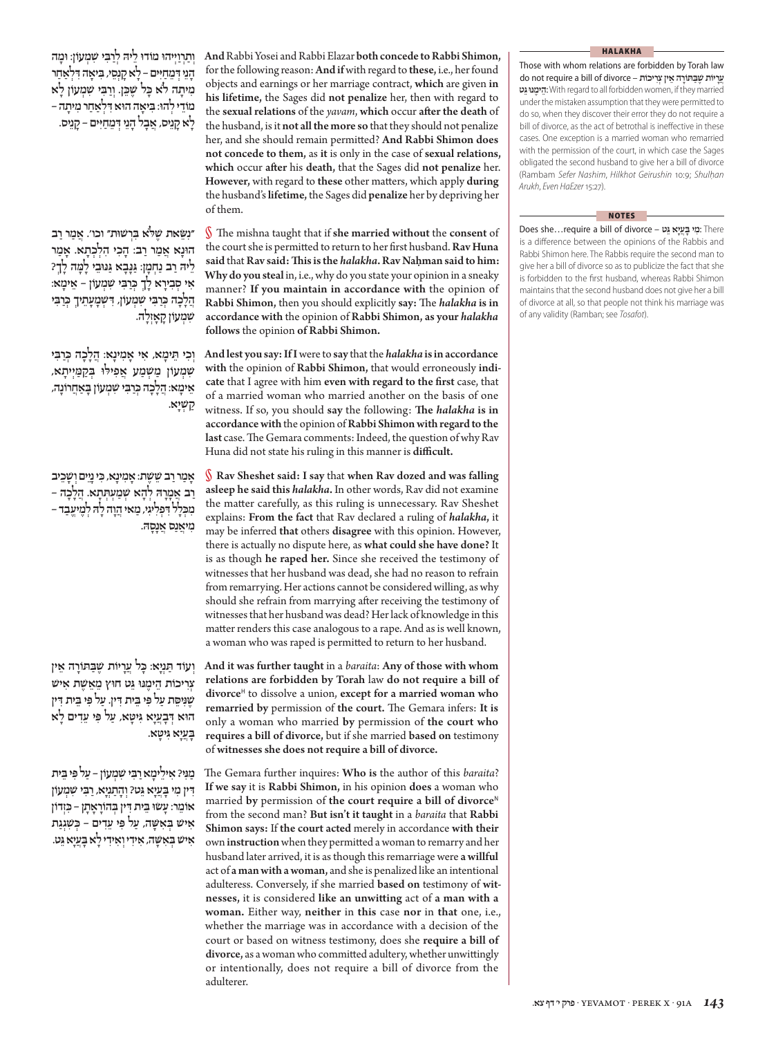וְתַרְוַיְיהוּ מוֹדוּ לֵיהּ לְרַבִּי שִׁמְעוֹן: וּמָה הָנֵי דְּמֵחַיִּים – לָא קָנֵיס, בִּיאָה דִּלְאַחַר מִיתָה לֹא כׇּל שֶׁכֵּן. וְרַבִּי שִׁמְעוֹן לָא מוֹדֵי לְהוּ: בִּיאָה הוּא דִּלְאַחַר מִיתָה – לָא קָנֵיס, אֲבָל הָנֵי דְּמֵחַיִּים – קָנֵיס.

**And** Rabbi Yosei and Rabbi Elazar **both concede to Rabbi Shimon,** for the following reason: **And if** with regard to **these,** i.e., her found objects and earnings or her marriage contract, **which** are given **in his lifetime,** the Sages did **not penalize** her, then with regard to the **sexual relations** of the *yavam*, **which** occur **after the death** of the husband, is it **not all the more so** that they should not penalize her, and she should remain permitted? **And Rabbi Shimon does not concede to them,** as **it** is only in the case of **sexual relations, which** occur **after** his **death,** that the Sages did **not penalize** her. **However,** with regard to **these** other matters, which apply **during** the husband's **lifetime,** the Sages did **penalize** her by depriving her of them.

"נִשֵּׂאת שֶׁלֹּא בִּרְשׁוּת" וכו'. אָמַר רַב הוּנָא אָמַר רַב: הָכִי הִלְכְתָא. אָמַר לֵיהּ רַב נַחְמָן: גַּנָּבָא גַּנּוּבֵי לָמָּה לָךְ? אִי סְבִירָא לָךְ כְּרַבִּי שִׁמְעוֹן – אֵימָא: הֲלָכָה כְּרַבִּי שִׁמְעוֹן, דִּשְׁמַעְתִּיךְ כְּרַבִּי שִׁמְעוֹן קָאָזְלָה.

§ The mishna taught that if **she married without** the **consent** of the court she is permitted to return to her first husband. **Rav Huna said** that **Rav said: This is the *halakha*. Rav Naḥman said to him: Why do you steal** in, i.e., why do you state your opinion in a sneaky manner? **If you maintain in accordance with** the opinion of **Rabbi Shimon,** then you should explicitly **say:** The ***halakha*** **is in accordance with** the opinion of **Rabbi Shimon, as your *halakha*** **follows** the opinion **of Rabbi Shimon.**

וְכִי תֵּימָא, אִי אָמֵינָא: הֲלָכָה כְּרַבִּי שִׁמְעוֹן מַשְׁמַע אֲפִילּוּ בְּקַמַּיְיתָא, אֵימָא: הֲלָכָה כְּרַבִּי שִׁמְעוֹן בָּאַחֲרוֹנָה, קַשְׁיָא.

**And lest you say: If I** were to **say** that the ***halakha*** **is in accordance with** the opinion of **Rabbi Shimon,** that would erroneously **indicate** that I agree with him **even with regard to the first** case, that of a married woman who married another on the basis of one witness. If so, you should **say** the following: **The *halakha*** **is in accordance with** the opinion of **Rabbi Shimon with regard to the last** case. The Gemara comments: Indeed, the question of why Rav Huna did not state his ruling in this manner is **difficult.**

אָמַר רַב שֵׁשֶׁת: אָמֵינָא, כִּי נָיֵים וְשָׁכֵיב רַב אֲמָרָהּ לְהָא שְׁמַעְתָּא. הֲלָכָה – מִכְּלָל דִּפְלִיגִי, מַאי הֲוָה לַהּ לְמֶיעְבַּד – מִיאֲנַס אֲנָסָהּ.

§ **Rav Sheshet said: I say** that **when Rav dozed and was falling asleep he said this *halakha*.** In other words, Rav did not examine the matter carefully, as this ruling is unnecessary. Rav Sheshet explains: **From the fact** that Rav declared a ruling of ***halakha***, it may be inferred **that** others **disagree** with this opinion. However, there is actually no dispute here, as **what could she have done?** It is as though **he raped her.** Since she received the testimony of witnesses that her husband was dead, she had no reason to refrain from remarrying. Her actions cannot be considered willing, as why should she refrain from marrying after receiving the testimony of witnesses that her husband was dead? Her lack of knowledge in this matter renders this case analogous to a rape. And as is well known, a woman who was raped is permitted to return to her husband.

וְעוֹד תַּנְיָא: כׇּל עֲרָיוֹת שֶׁבַּתּוֹרָה אֵין צְרִיכוֹת הֵימֶנּוּ גֵּט חוּץ מֵאֵשֶׁת אִישׁ שֶׁנִּשֵּׂאת עַל פִּי בֵּית דִּין. עַל פִּי בֵּית דִּין הוּא דִּבְעָיָא גִּיטָּא, עַל פִּי עֵדִים לָא בָּעֲיָא גִּיטָּא.

**And it was further taught** in a *baraita*: **Any of those with whom relations are forbidden by Torah** law **do not require a bill of divorce**[H] to dissolve a union, **except for a married woman who remarried by** permission of **the court.** The Gemara infers: **It is** only a woman who married **by** permission of **the court who requires a bill of divorce,** but if she married **based on** testimony of **witnesses she does not require a bill of divorce.**

מַנִּי? אִילֵימָא רַבִּי שִׁמְעוֹן – עַל פִּי בֵּית דִּין מִי בָּעֲיָא גֵּט? וְהָתַנְיָא, רַבִּי שִׁמְעוֹן אוֹמֵר: עָשׂוּ בֵּית דִּין בְּהוֹרָאָתָן – כְּזָדוֹן אִישׁ בְּאִשָּׁה, עַל פִּי עֵדִים – כִּשְׁגָגַת אִישׁ בְּאִשָּׁה, אִידִי וְאִידִי לָא בָּעֲיָא גֵּט.

The Gemara further inquires: **Who is** the author of this *baraita*? **If we say** it is **Rabbi Shimon,** in his opinion **does** a woman who married **by** permission of **the court require a bill of divorce**[N] from the second man? **But isn't it taught** in a *baraita* that **Rabbi Shimon says:** If **the court acted** merely in accordance **with their** own **instruction** when they permitted a woman to remarry and her husband later arrived, it is as though this remarriage were **a willful** act of **a man with a woman,** and she is penalized like an intentional adulteress. Conversely, if she married **based on** testimony of **witnesses,** it is considered **like an unwitting** act of **a man with a woman.** Either way, **neither** in **this** case **nor** in **that** one, i.e., whether the marriage was in accordance with a decision of the court or based on witness testimony, does she **require a bill of divorce,** as a woman who committed adultery, whether unwittingly or intentionally, does not require a bill of divorce from the adulterer.

**HALAKHA**

Those with whom relations are forbidden by Torah law do not require a bill of divorce – **עֲרָיוֹת שֶׁבַּתּוֹרָה אֵין צְרִיכוֹת הֵימֶנּוּ גֵּט**: With regard to all forbidden women, if they married under the mistaken assumption that they were permitted to do so, when they discover their error they do not require a bill of divorce, as the act of betrothal is ineffective in these cases. One exception is a married woman who remarried with the permission of the court, in which case the Sages obligated the second husband to give her a bill of divorce (Rambam *Sefer Nashim*, *Hilkhot Geirushin* 10:9; *Shulḥan Arukh*, *Even HaEzer* 15:27).

**NOTES**

Does she…require a bill of divorce – **מִי בָּעֲיָא גֵּט**: There is a difference between the opinions of the Rabbis and Rabbi Shimon here. The Rabbis require the second man to give her a bill of divorce so as to publicize the fact that she is forbidden to the first husband, whereas Rabbi Shimon maintains that the second husband does not give her a bill of divorce at all, so that people not think his marriage was of any validity (Ramban; see *Tosafot*).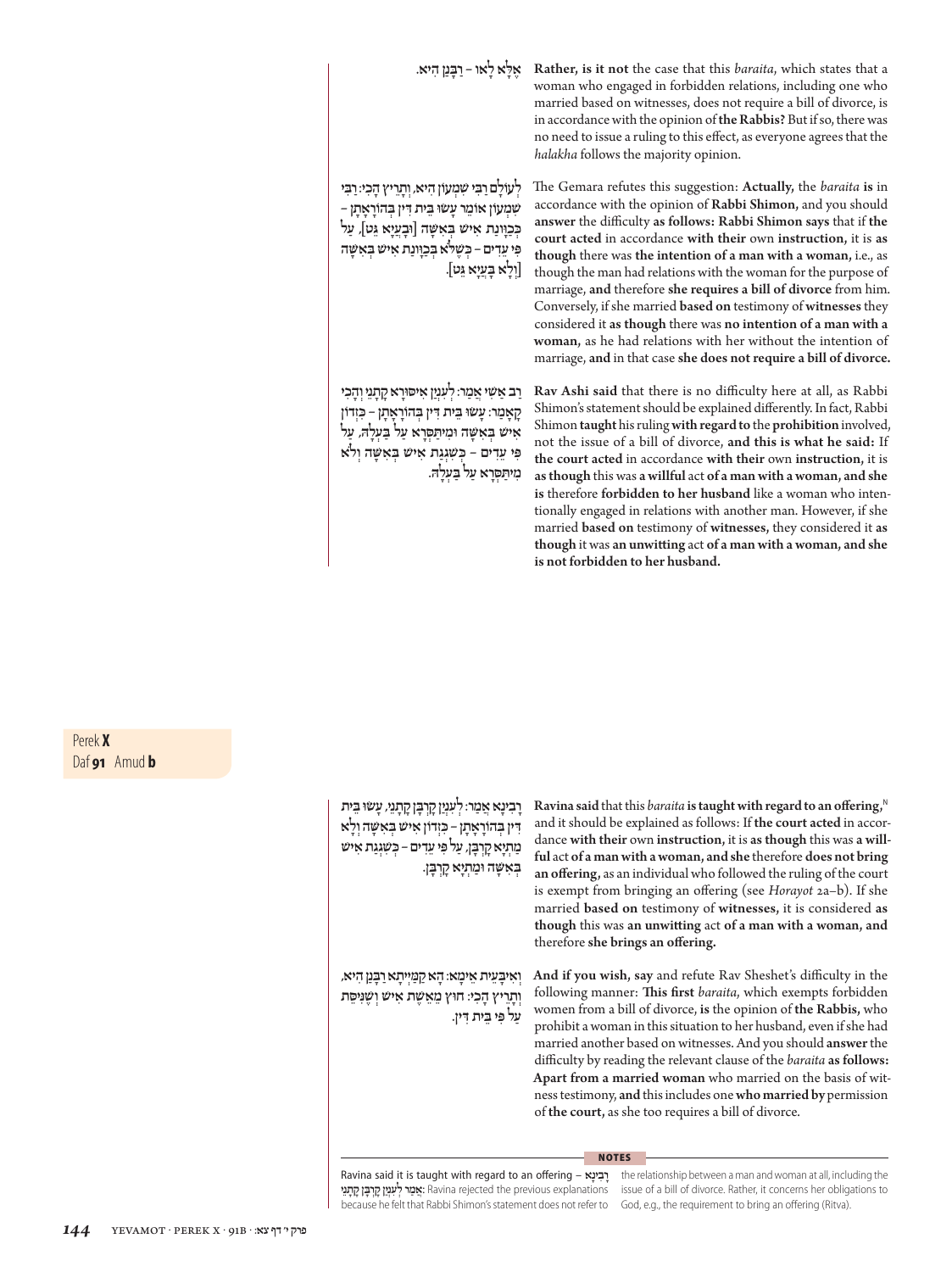אֶלָּא לָאו – רַבָּנַן הִיא.

**Rather, is it not** the case that this *baraita*, which states that a woman who engaged in forbidden relations, including one who married based on witnesses, does not require a bill of divorce, is in accordance with the opinion of **the Rabbis?** But if so, there was no need to issue a ruling to this effect, as everyone agrees that the *halakha* follows the majority opinion.

לְעוֹלָם רַבִּי שִׁמְעוֹן הִיא, וְתָרֵיץ הָכִי: רַבִּי שִׁמְעוֹן אוֹמֵר עָשׂוּ בֵּית דִּין בְּהוֹרָאָתָן – כְּכַוָּונַת אִישׁ בְּאִשָּׁה [וּבְעָיָא גֵּט], עַל פִּי עֵדִים – כְּשֶׁלֹּא בְּכַוָּונַת אִישׁ בְּאִשָּׁה [וְלָא בָּעְיָא גֵּט].

The Gemara refutes this suggestion: **Actually,** the *baraita* **is** in accordance with the opinion of **Rabbi Shimon,** and you should **answer** the difficulty **as follows: Rabbi Shimon says** that if **the court acted** in accordance **with their** own **instruction,** it is **as though** there was **the intention of a man with a woman,** i.e., as though the man had relations with the woman for the purpose of marriage, **and** therefore **she requires a bill of divorce** from him. Conversely, if she married **based on** testimony of **witnesses** they considered it **as though** there was **no intention of a man with a woman,** as he had relations with her without the intention of marriage, **and** in that case **she does not require a bill of divorce.**

רַב אַשִׁי אֲמַר: לְעִנְיַן אִיסּוּרָא קָתָנֵי וְהָכִי קָאָמַר: עָשׂוּ בֵּית דִּין בְּהוֹרָאָתָן – כְּזָדוֹן אִישׁ בְּאִשָּׁה וּמִיתַּסְרָא עַל בַּעְלָהּ, עַל פִּי עֵדִים – כִּשְׁגָגַת אִישׁ בְּאִשָּׁה וְלָא מִיתַּסְרָא עַל בַּעְלָהּ.

**Rav Ashi said** that there is no difficulty here at all, as Rabbi Shimon's statement should be explained differently. In fact, Rabbi Shimon **taught** his ruling **with regard to** the **prohibition** involved, not the issue of a bill of divorce, **and this is what he said:** If **the court acted** in accordance **with their** own **instruction,** it is **as though** this was **a willful** act **of a man with a woman, and she is** therefore **forbidden to her husband** like a woman who intentionally engaged in relations with another man. However, if she married **based on** testimony of **witnesses,** they considered it **as though** it was **an unwitting** act **of a man with a woman, and she is not forbidden to her husband.**

Perek **X**
Daf **91** Amud **b**

רָבִינָא אֲמַר: לְעִנְיַן קׇרְבָּן קָתָנֵי, עָשׂוּ בֵּית דִּין בְּהוֹרָאָתָן – כְּזָדוֹן אִישׁ בְּאִשָּׁה וְלָא מַיְתְיָא קׇרְבָּן, עַל פִּי עֵדִים – כִּשְׁגָגַת אִישׁ בְּאִשָּׁה וּמַיְתְיָא קׇרְבָּן.

**Ravina said** that this *baraita* **is taught with regard to an offering,**[N] and it should be explained as follows: If **the court acted** in accordance **with their** own **instruction,** it is **as though** this was **a willful** act **of a man with a woman, and she** therefore **does not bring an offering,** as an individual who followed the ruling of the court is exempt from bringing an offering (see *Horayot* 2a–b). If she married **based on** testimony of **witnesses,** it is considered **as though** this was **an unwitting** act **of a man with a woman, and** therefore **she brings an offering.**

וְאִיבָּעֵית אֵימָא: הָא קַמַּיְיתָא רַבָּנַן הִיא, וְתָרֵיץ הָכִי: חוּץ מֵאֵשֶׁת אִישׁ וְשֶׁנִּיסֵּת עַל פִּי בֵּית דִּין.

**And if you wish, say** and refute Rav Sheshet's difficulty in the following manner: **This first** *baraita*, which exempts forbidden women from a bill of divorce, **is** the opinion of **the Rabbis,** who prohibit a woman in this situation to her husband, even if she had married another based on witnesses. And you should **answer** the difficulty by reading the relevant clause of the *baraita* **as follows: Apart from a married woman** who married on the basis of witness testimony, **and** this includes one **who married by** permission of **the court,** as she too requires a bill of divorce.

**NOTES**

Ravina said it is taught with regard to an offering – רָבִינָא אֲמַר לְעִנְיַן קׇרְבָּן קָתָנֵי: Ravina rejected the previous explanations because he felt that Rabbi Shimon's statement does not refer to the relationship between a man and woman at all, including the issue of a bill of divorce. Rather, it concerns her obligations to God, e.g., the requirement to bring an offering (Ritva).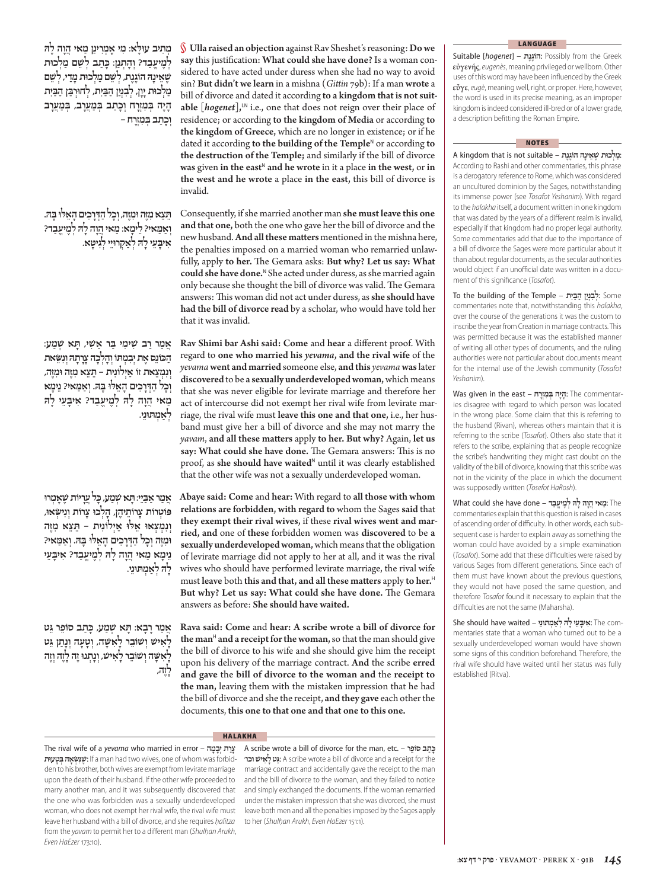מְתִיב עוּלָּא: מִי אָמְרִינַן מַאי הֲוָה לַהּ לְמֶיעְבַּד? וְהָתְנַן: כָּתַב לְשֵׁם מַלְכוּת שֶׁאֵינָהּ הוֹגֶנֶת, לְשֵׁם מַלְכוּת מָדַי, לְשֵׁם מַלְכוּת יָוָן, לְבִנְיַן הַבַּיִת, לְחוּרְבַּן הַבַּיִת, הָיָה בְּמִזְרָח וְכָתַב בְּמַעֲרָב, בְּמַעֲרָב וְכָתַב בְּמִזְרָח –

§ **Ulla raised an objection** against Rav Sheshet's reasoning: **Do we say** this justification: **What could she have done?** Is a woman considered to have acted under duress when she had no way to avoid sin? **But didn't we learn** in a mishna (*Gittin* 79b): If a man **wrote** a bill of divorce and dated it according **to a kingdom that is not suitable** [*hogenet*],[LN] i.e., one that does not reign over their place of residence; or according **to the kingdom of Media** or according **to the kingdom of Greece,** which are no longer in existence; or if he dated it according **to the building of the Temple**[N] or according **to the destruction of the Temple;** and similarly if the bill of divorce **was** given **in the east**[N] **and he wrote** in it a place **in the west,** or **in the west and he wrote** a place **in the east,** this bill of divorce is invalid.

תֵּצֵא מִזֶּה וּמִזֶּה, וְכׇל הַדְּרָכִים הָאֵלּוּ בָּהּ. וְאַמַּאי? לֵימָא: מַאי הֲוָה לַהּ לְמֶיעְבַּד? אִיבָּעֵי לַהּ לְאַקְרוּיֵי לְגִיטָּא.

Consequently, if she married another man **she must leave this one and that one,** both the one who gave her the bill of divorce and the new husband. **And all these matters** mentioned in the mishna here, the penalties imposed on a married woman who remarried unlawfully, apply **to her.** The Gemara asks: **But why? Let us say: What could she have done.**[N] She acted under duress, as she married again only because she thought the bill of divorce was valid. The Gemara answers: This woman did not act under duress, as **she should have had the bill of divorce read** by a scholar, who would have told her that it was invalid.

אָמַר רַב שִׁימִי בַּר אַשִׁי, תָּא שְׁמַע: הַכּוֹנֵס אֶת יְבִמְתּוֹ וְהָלְכָה צָרָתָהּ וְנִשֵּׂאת וְנִמְצֵאת זוֹ אַיְלוֹנִית – תֵּצֵא מִזֶּה וּמִזֶּה, וְכׇל הַדְּרָכִים הָאֵלּוּ בָּהּ. וְאַמַּאי? נֵימָא מַאי הֲוָה לַהּ לְמֶיעְבַּד? אִיבָּעֵי לַהּ לְאַמְתּוּנֵי.

**Rav Shimi bar Ashi said: Come** and **hear** a different proof. With regard to **one who married his** *yevama*, **and the rival wife** of the *yevama* **went and married** someone else, **and this** *yevama* **was** later **discovered** to be **a sexually underdeveloped woman,** which means that she was never eligible for levirate marriage and therefore her act of intercourse did not exempt her rival wife from levirate marriage, the rival wife must **leave this one and that one,** i.e., her husband must give her a bill of divorce and she may not marry the *yavam*, **and all these matters** apply **to her. But why?** Again, **let us say: What could she have done.** The Gemara answers: This is no proof, as **she should have waited**[N] until it was clearly established that the other wife was not a sexually underdeveloped woman.

אָמַר אַבָּיֵי: תָּא שְׁמַע, כׇּל עֲרָיוֹת שֶׁאָמְרוּ פּוֹטְרוֹת צָרוֹתֵיהֶן, הָלְכוּ צָרוֹת וְנִשְּׂאוּ, וְנִמְצְאוּ אֵלּוּ אַיְלוֹנִית – תֵּצֵא מִזֶּה וּמִזֶּה וְכׇל הַדְּרָכִים הָאֵלּוּ בָּהּ. וְאַמַּאי? נֵימָא מַאי הֲוָה לַהּ לְמֶיעְבַּד? אִיבָּעֵי לַהּ לְאַמְתּוּנֵי.

**Abaye said: Come** and **hear:** With regard to **all those with whom relations are forbidden, with regard to** whom the Sages **said** that **they exempt their rival wives,** if these **rival wives went and married, and** one of **these** forbidden women was **discovered** to be **a sexually underdeveloped woman,** which means that the obligation of levirate marriage did not apply to her at all, and it was the rival wives who should have performed levirate marriage, the rival wife must **leave** both **this and that, and all these matters** apply **to her.**[H] **But why? Let us say: What could she have done.** The Gemara answers as before: **She should have waited.**

אָמַר רָבָא: תָּא שְׁמַע, כָּתַב סוֹפֵר גֵּט לָאִישׁ וְשׁוֹבֵר לָאִשָּׁה, וְטָעָה וְנָתַן גֵּט לָאִשָּׁה וְשׁוֹבֵר לָאִישׁ, וְנָתְנוּ זֶה לָזֶה וְזֶה לָזֶה,

**Rava said: Come** and **hear: A scribe wrote a bill of divorce for the man**[H] **and a receipt for the woman,** so that the man should give the bill of divorce to his wife and she should give him the receipt upon his delivery of the marriage contract. **And** the scribe **erred and gave** the **bill of divorce to the woman and** the **receipt to the man,** leaving them with the mistaken impression that he had the bill of divorce and she the receipt, **and they gave** each other the documents, **this one to that one and that one to this one.**

## LANGUAGE

Suitable [*hogenet*] – הוֹגֶנֶת: Possibly from the Greek εὐγενής, *eugenès*, meaning privileged or wellborn. Other uses of this word may have been influenced by the Greek εὖγε, *eugè*, meaning well, right, or proper. Here, however, the word is used in its precise meaning, as an improper kingdom is indeed considered ill-bred or of a lower grade, a description befitting the Roman Empire.

## NOTES

A kingdom that is not suitable – מַלְכוּת שֶׁאֵינָהּ הוֹגֶנֶת: According to Rashi and other commentaries, this phrase is a derogatory reference to Rome, which was considered an uncultured dominion by the Sages, notwithstanding its immense power (see *Tosafot Yeshanim*). With regard to the *halakha* itself, a document written in one kingdom that was dated by the years of a different realm is invalid, especially if that kingdom had no proper legal authority. Some commentaries add that due to the importance of a bill of divorce the Sages were more particular about it than about regular documents, as the secular authorities would object if an unofficial date was written in a document of this significance (*Tosafot*).

To the building of the Temple – לְבִנְיַן הַבַּיִת: Some commentaries note that, notwithstanding this *halakha*, over the course of the generations it was the custom to inscribe the year from Creation in marriage contracts. This was permitted because it was the established manner of writing all other types of documents, and the ruling authorities were not particular about documents meant for the internal use of the Jewish community (*Tosafot Yeshanim*).

Was given in the east – הָיָה בְּמִזְרָח: The commentaries disagree with regard to which person was located in the wrong place. Some claim that this is referring to the husband (Rivan), whereas others maintain that it is referring to the scribe (*Tosafot*). Others also state that it refers to the scribe, explaining that as people recognize the scribe's handwriting they might cast doubt on the validity of the bill of divorce, knowing that this scribe was not in the vicinity of the place in which the document was supposedly written (*Tosefot HaRosh*).

What could she have done – מַאי הֲוָה לַהּ לְמֶיעְבַּד: The commentaries explain that this question is raised in cases of ascending order of difficulty. In other words, each subsequent case is harder to explain away as something the woman could have avoided by a simple examination (*Tosafot*). Some add that these difficulties were raised by various Sages from different generations. Since each of them must have known about the previous questions, they would not have posed the same question, and therefore *Tosafot* found it necessary to explain that the difficulties are not the same (Maharsha).

She should have waited – אִיבָּעֵי לַהּ לְאַמְתּוּנֵי: The commentaries state that a woman who turned out to be a sexually underdeveloped woman would have shown some signs of this condition beforehand. Therefore, the rival wife should have waited until her status was fully established (Ritva).

## HALAKHA

The rival wife of a *yevama* who married in error – צָרַת יְבָמָה שֶׁנִּשֵּׂאת בְּטָעוּת: If a man had two wives, one of whom was forbidden to his brother, both wives are exempt from levirate marriage upon the death of their husband. If the other wife proceeded to marry another man, and it was subsequently discovered that the one who was forbidden was a sexually underdeveloped woman, who does not exempt her rival wife, the rival wife must leave her husband with a bill of divorce, and she requires *ḥalitza* from the *yavam* to permit her to a different man (*Shulḥan Arukh*, *Even HaEzer* 173:10).

A scribe wrote a bill of divorce for the man, etc. – כָּתַב סוֹפֵר גֵּט לָאִישׁ וכו׳: A scribe wrote a bill of divorce and a receipt for the marriage contract and accidentally gave the receipt to the man and the bill of divorce to the woman, and they failed to notice and simply exchanged the documents. If the woman remarried under the mistaken impression that she was divorced, she must leave both men and all the penalties imposed by the Sages apply to her (*Shulḥan Arukh*, *Even HaEzer* 151:1).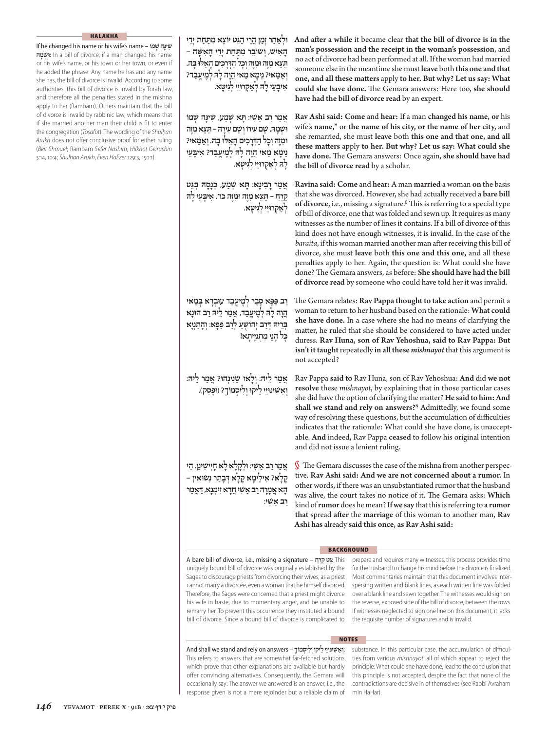## HALAKHA

If he changed his name or his wife's name – **שִׁינָּה שְׁמוֹ וּשְׁמָהּ**: In a bill of divorce, if a man changed his name or his wife's name, or his town or her town, or even if he added the phrase: Any name he has and any name she has, the bill of divorce is invalid. According to some authorities, this bill of divorce is invalid by Torah law, and therefore all the penalties stated in the mishna apply to her (Rambam). Others maintain that the bill of divorce is invalid by rabbinic law, which means that if she married another man their child is fit to enter the congregation (*Tosafot*). The wording of the *Shulḥan Arukh* does not offer conclusive proof for either ruling (*Beit Shmuel*; Rambam *Sefer Nashim*, *Hilkhot Geirushin* 3:14, 10:4; *Shulḥan Arukh*, *Even HaEzer* 129:3, 150:1).

וּלְאַחַר זְמַן הֲוֵי הַגֵּט יוֹצֵא מִתַּחַת יְדֵי הָאִישׁ, וְשׁוֹבֵר מִתַּחַת יְדֵי הָאִשָּׁה – תֵּצֵא מִזֶּה וּמִזֶּה וְכׇל הַדְּרָכִים הָאֵלּוּ בָּהּ. וְאַמַּאי? נֵימָא מַאי הֲוָה לַהּ לְמֶיעְבַּד? אִיבָּעֵי לַהּ לְאַקְרוֹיֵי לְגִיטָּא.

**And after a while** it became clear **that the bill of divorce is in the man's possession and the receipt in the woman's possession,** and no act of divorce had been performed at all. If the woman had married someone else in the meantime she must **leave** both **this one and that one, and all these matters** apply **to her. But why? Let us say: What could she have done.** The Gemara answers: Here too, **she should have had the bill of divorce read** by an expert.

אָמַר רַב אַשִׁי: תָּא שְׁמַע, שִׁינָּה שְׁמוֹ וּשְׁמָהּ, שֵׁם עִירוֹ וְשֵׁם עִירָהּ – תֵּצֵא מִזֶּה וּמִזֶּה וְכׇל הַדְּרָכִים הָאֵלּוּ בָּהּ. וְאַמַּאי? נֵימָא מַאי הֲוָה לַהּ לְמֶיעְבַּד? אִיבָּעֵי לַהּ לְאַקְרוֹיֵי לְגִיטָּא.

**Rav Ashi said: Come** and **hear:** If a man **changed his name, or** his wife's **name,**[H] or **the name of his city, or the name of her city,** and she remarried, she must **leave** both **this one and that one, and all these matters** apply **to her. But why? Let us say: What could she have done.** The Gemara answers: Once again, **she should have had the bill of divorce read** by a scholar.

אָמַר רָבִינָא: תָּא שְׁמַע, כְּנָסָהּ בְּגֵט קֵרֵחַ – תֵּצֵא מִזֶּה וּמִזֶּה כו׳. אִיבָּעֵי לַהּ לְאַקְרוֹיֵי לְגִיטָּא.

**Ravina said: Come** and **hear:** A man **married** a woman **on** the basis that she was divorced. However, she had actually received **a bare bill of divorce,** i.e., missing a signature.[B] This is referring to a special type of bill of divorce, one that was folded and sewn up. It requires as many witnesses as the number of lines it contains. If a bill of divorce of this kind does not have enough witnesses, it is invalid. In the case of the *baraita*, if this woman married another man after receiving this bill of divorce, she must **leave** both **this one and this one,** and all these penalties apply to her. Again, the question is: What could she have done? The Gemara answers, as before: **She should have had the bill of divorce read** by someone who could have told her it was invalid.

רַב פַּפָּא סָבַר לְמֶיעְבַּד עוּבְדָא בְּמַאי הֲוָה לַהּ לְמֶיעְבַּד, אֲמַר לֵיהּ רַב הוּנָא בְּרֵיהּ דְּרַב יְהוֹשֻׁעַ לְרַב פַּפָּא: וְהָתַנְיָא כׇּל הָנֵי מַתְנְיָיתָא!

The Gemara relates: **Rav Pappa thought to take action** and permit a woman to return to her husband based on the rationale: **What could she have done.** In a case where she had no means of clarifying the matter, he ruled that she should be considered to have acted under duress. **Rav Huna, son of Rav Yehoshua, said to Rav Pappa: But isn't it taught** repeatedly **in all these** *mishnayot* that this argument is not accepted?

אֲמַר לֵיהּ: וְלָאו שַׁנִּינְהוּ? אֲמַר לֵיהּ: וְאַשִּׁינּוּיֵי לֵיקוּ וְלִיסְמוֹךְ? (וּפָסַק).

Rav Pappa **said to** Rav Huna, son of Rav Yehoshua: **And** did **we not resolve** these *mishnayot*, by explaining that in those particular cases she did have the option of clarifying the matter? **He said to him: And shall we stand and rely on answers?**[N] Admittedly, we found some way of resolving these questions, but the accumulation of difficulties indicates that the rationale: What could she have done, is unacceptable. **And** indeed, Rav Pappa **ceased** to follow his original intention and did not issue a lenient ruling.

אָמַר רַב אַשִׁי: וּלְקָלָא לָא חָיְישִׁינַן. הֵי קָלָא? אִילֵימָא קָלָא דְּבָתַר נִשּׂוּאִין – הָא אֲמָרָהּ רַב אַשִׁי חֲדָא זִימְנָא, דְּאָמַר רַב אַשִׁי:

§ The Gemara discusses the case of the mishna from another perspective. **Rav Ashi said: And we are not concerned about a rumor.** In other words, if there was an unsubstantiated rumor that the husband was alive, the court takes no notice of it. The Gemara asks: **Which** kind of **rumor** does he mean? **If we say** that this is referring to **a rumor that** spread **after** the **marriage** of this woman to another man, **Rav Ashi has** already **said this once, as Rav Ashi said:**

## BACKGROUND

A bare bill of divorce, i.e., missing a signature – **גֵּט קֵרֵחַ**: This uniquely bound bill of divorce was originally established by the Sages to discourage priests from divorcing their wives, as a priest cannot marry a divorcée, even a woman that he himself divorced. Therefore, the Sages were concerned that a priest might divorce his wife in haste, due to momentary anger, and be unable to remarry her. To prevent this occurrence they instituted a bound bill of divorce. Since a bound bill of divorce is complicated to prepare and requires many witnesses, this process provides time for the husband to change his mind before the divorce is finalized. Most commentaries maintain that this document involves interspersing written and blank lines, as each written line was folded over a blank line and sewn together. The witnesses would sign on the reverse, exposed side of the bill of divorce, between the rows. If witnesses neglected to sign one line on this document, it lacks the requisite number of signatures and is invalid.

## NOTES

And shall we stand and rely on answers – **וְאַשִּׁינּוּיֵי לֵיקוּ וְלִיסְמוֹךְ**: This refers to answers that are somewhat far-fetched solutions, which prove that other explanations are available but hardly offer convincing alternatives. Consequently, the Gemara will occasionally say: The answer we answered is an answer, i.e., the response given is not a mere rejoinder but a reliable claim of substance. In this particular case, the accumulation of difficulties from various *mishnayot*, all of which appear to reject the principle: What could she have done, lead to the conclusion that this principle is not accepted, despite the fact that none of the contradictions are decisive in of themselves (see Rabbi Avraham min HaHar).